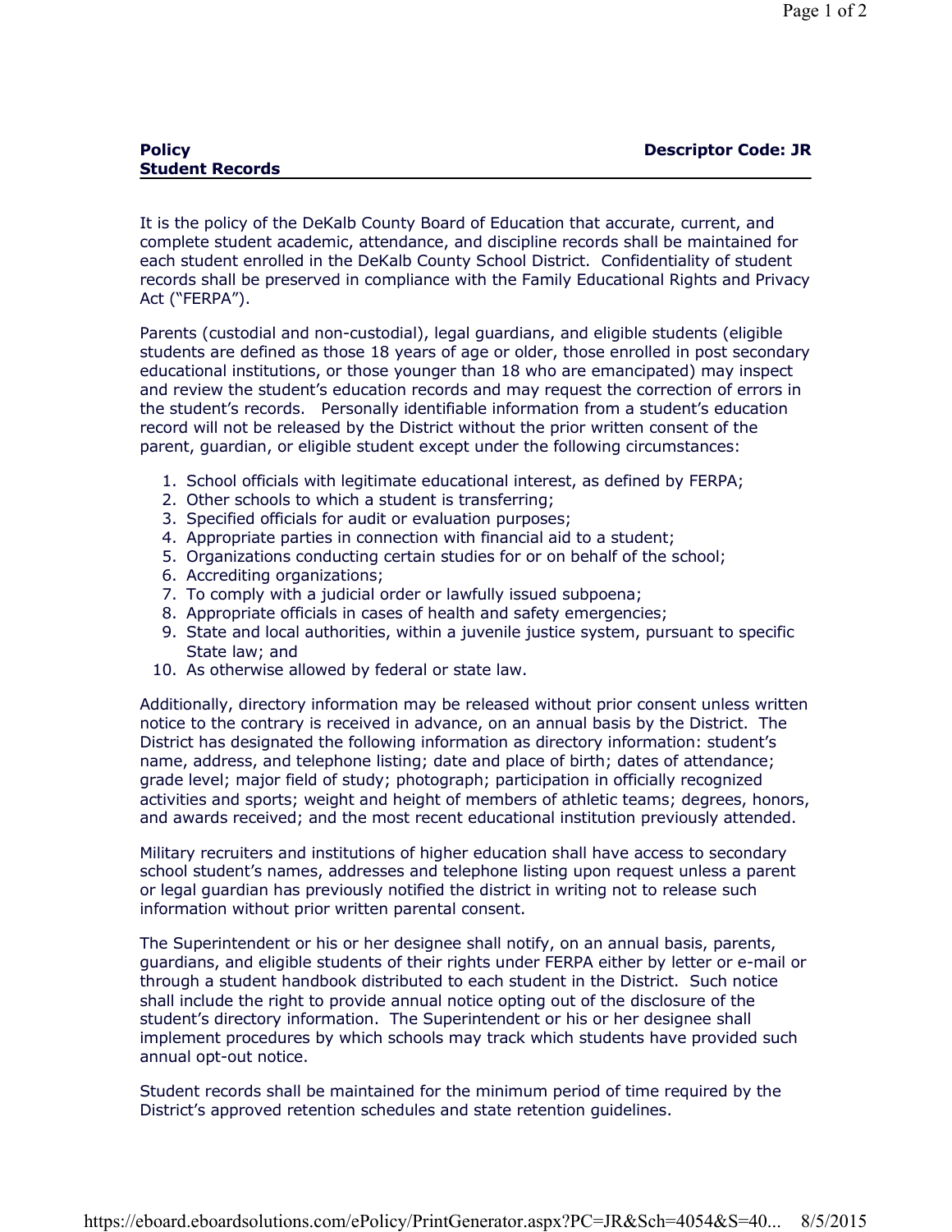**Policy** **Descriptor Code: JR**
**Student Records**

It is the policy of the DeKalb County Board of Education that accurate, current, and complete student academic, attendance, and discipline records shall be maintained for each student enrolled in the DeKalb County School District. Confidentiality of student records shall be preserved in compliance with the Family Educational Rights and Privacy Act ("FERPA").

Parents (custodial and non-custodial), legal guardians, and eligible students (eligible students are defined as those 18 years of age or older, those enrolled in post secondary educational institutions, or those younger than 18 who are emancipated) may inspect and review the student's education records and may request the correction of errors in the student's records. Personally identifiable information from a student's education record will not be released by the District without the prior written consent of the parent, guardian, or eligible student except under the following circumstances:

1. School officials with legitimate educational interest, as defined by FERPA;
2. Other schools to which a student is transferring;
3. Specified officials for audit or evaluation purposes;
4. Appropriate parties in connection with financial aid to a student;
5. Organizations conducting certain studies for or on behalf of the school;
6. Accrediting organizations;
7. To comply with a judicial order or lawfully issued subpoena;
8. Appropriate officials in cases of health and safety emergencies;
9. State and local authorities, within a juvenile justice system, pursuant to specific State law; and
10. As otherwise allowed by federal or state law.

Additionally, directory information may be released without prior consent unless written notice to the contrary is received in advance, on an annual basis by the District. The District has designated the following information as directory information: student's name, address, and telephone listing; date and place of birth; dates of attendance; grade level; major field of study; photograph; participation in officially recognized activities and sports; weight and height of members of athletic teams; degrees, honors, and awards received; and the most recent educational institution previously attended.

Military recruiters and institutions of higher education shall have access to secondary school student's names, addresses and telephone listing upon request unless a parent or legal guardian has previously notified the district in writing not to release such information without prior written parental consent.

The Superintendent or his or her designee shall notify, on an annual basis, parents, guardians, and eligible students of their rights under FERPA either by letter or e-mail or through a student handbook distributed to each student in the District. Such notice shall include the right to provide annual notice opting out of the disclosure of the student's directory information. The Superintendent or his or her designee shall implement procedures by which schools may track which students have provided such annual opt-out notice.

Student records shall be maintained for the minimum period of time required by the District's approved retention schedules and state retention guidelines.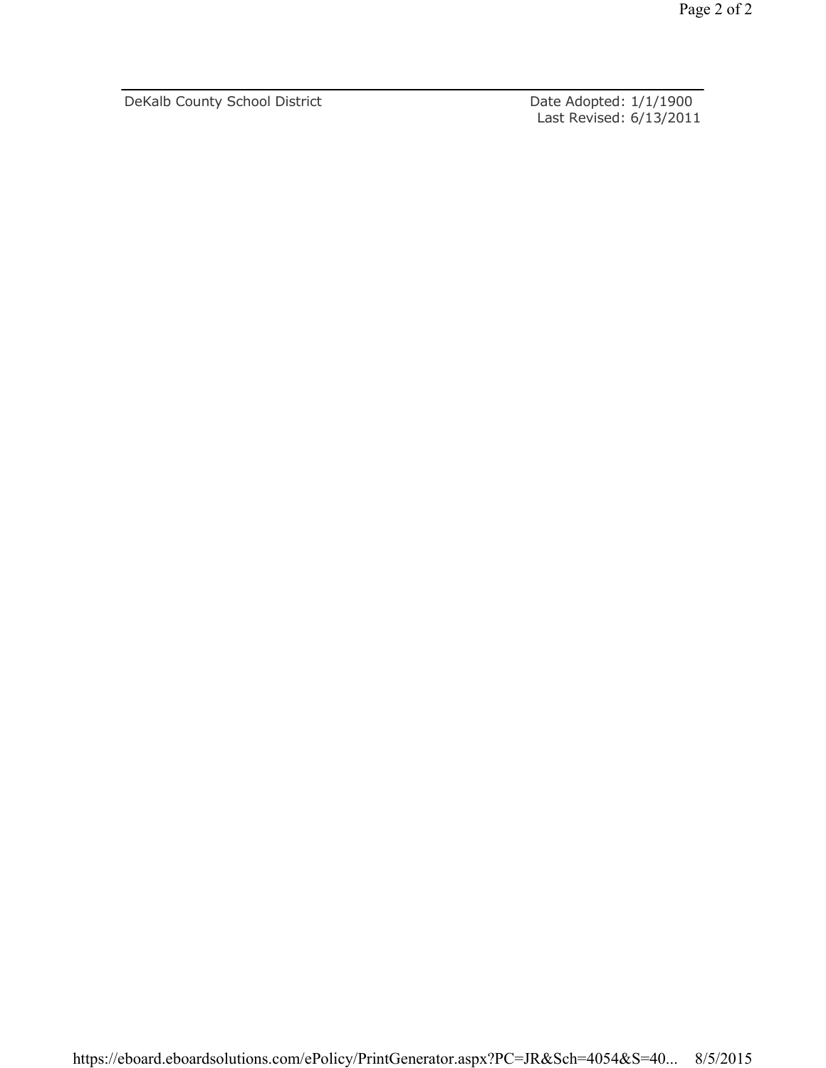DeKalb County School District

Date Adopted: 1/1/1900
Last Revised: 6/13/2011